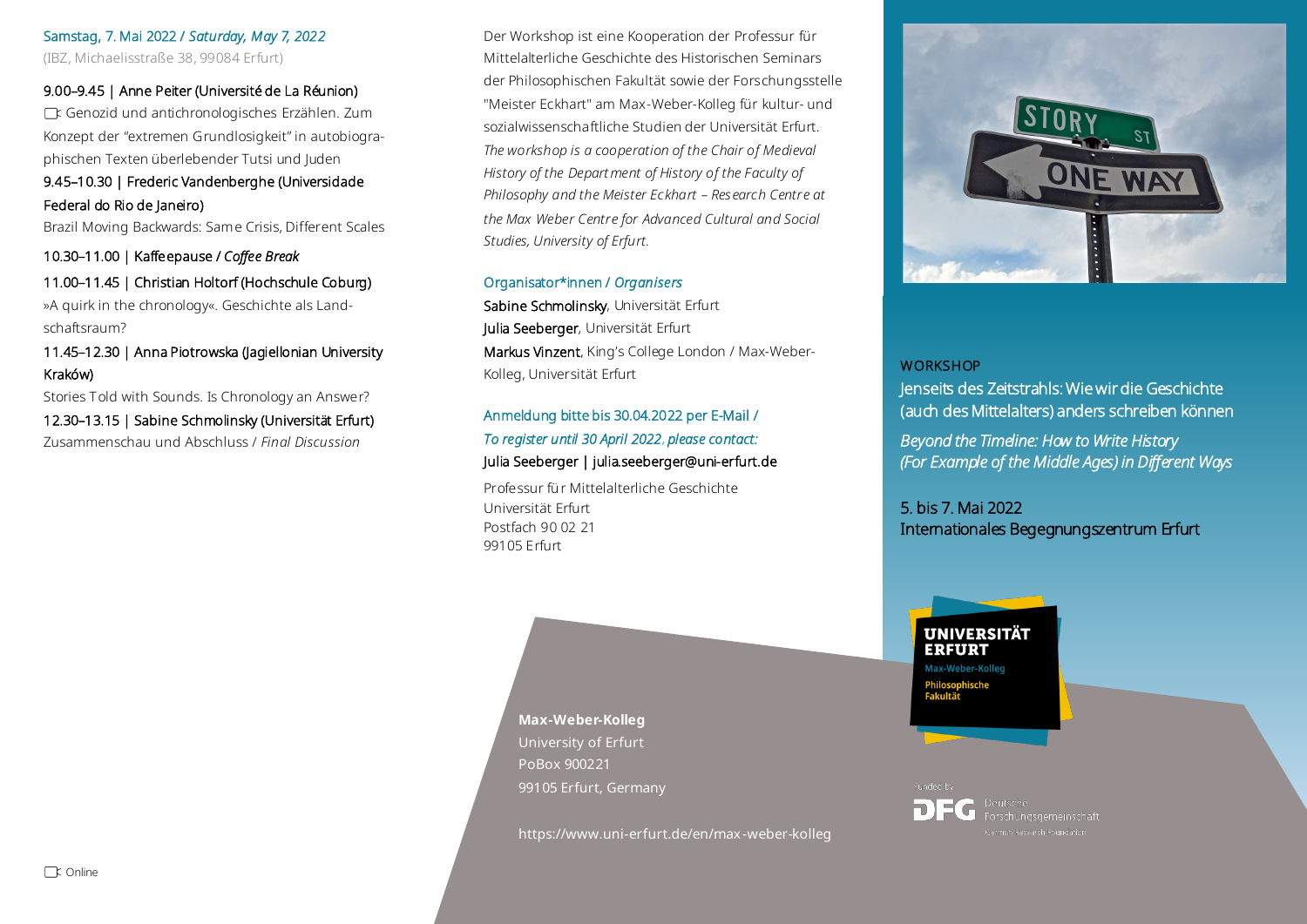Samstag, 7. Mai 2022 / *Saturday, May 7, 2022*
(IBZ, Michaelisstraße 38, 99084 Erfurt)

9.00–9.45 | Anne Peiter (Université de La Réunion)
Genozid und antichronologisches Erzählen. Zum Konzept der "extremen Grundlosigkeit" in autobiographischen Texten überlebender Tutsi und Juden

9.45–10.30 | Frederic Vandenberghe (Universidade Federal do Rio de Janeiro)
Brazil Moving Backwards: Same Crisis, Different Scales

10.30–11.00 | Kaffeepause / *Coffee Break*

11.00–11.45 | Christian Holtorf (Hochschule Coburg)
»A quirk in the chronology«. Geschichte als Landschaftsraum?

11.45–12.30 | Anna Piotrowska (Jagiellonian University Kraków)
Stories Told with Sounds. Is Chronology an Answer?

12.30–13.15 | Sabine Schmolinsky (Universität Erfurt)
Zusammenschau und Abschluss / *Final Discussion*

Online

Der Workshop ist eine Kooperation der Professur für Mittelalterliche Geschichte des Historischen Seminars der Philosophischen Fakultät sowie der Forschungsstelle "Meister Eckhart" am Max-Weber-Kolleg für kultur- und sozialwissenschaftliche Studien der Universität Erfurt.
*The workshop is a cooperation of the Chair of Medieval History of the Department of History of the Faculty of Philosophy and the Meister Eckhart – Research Centre at the Max Weber Centre for Advanced Cultural and Social Studies, University of Erfurt.*

Organisator*innen / *Organisers*

Sabine Schmolinsky, Universität Erfurt
Julia Seeberger, Universität Erfurt
Markus Vinzent, King's College London / Max-Weber-Kolleg, Universität Erfurt

Anmeldung bitte bis 30.04.2022 per E-Mail /
*To register until 30 April 2022, please contact:*
Julia Seeberger | julia.seeberger@uni-erfurt.de

Professur für Mittelalterliche Geschichte
Universität Erfurt
Postfach 90 02 21
99105 Erfurt

**Max-Weber-Kolleg**
University of Erfurt
PoBox 900221
99105 Erfurt, Germany

https://www.uni-erfurt.de/en/max-weber-kolleg

WORKSHOP

# Jenseits des Zeitstrahls: Wie wir die Geschichte (auch des Mittelalters) anders schreiben können

*Beyond the Timeline: How to Write History (For Example of the Middle Ages) in Different Ways*

5. bis 7. Mai 2022
Internationales Begegnungszentrum Erfurt

UNIVERSITÄT ERFURT
Max-Weber-Kolleg
Philosophische Fakultät

Funded by
DFG Deutsche Forschungsgemeinschaft
German Research Foundation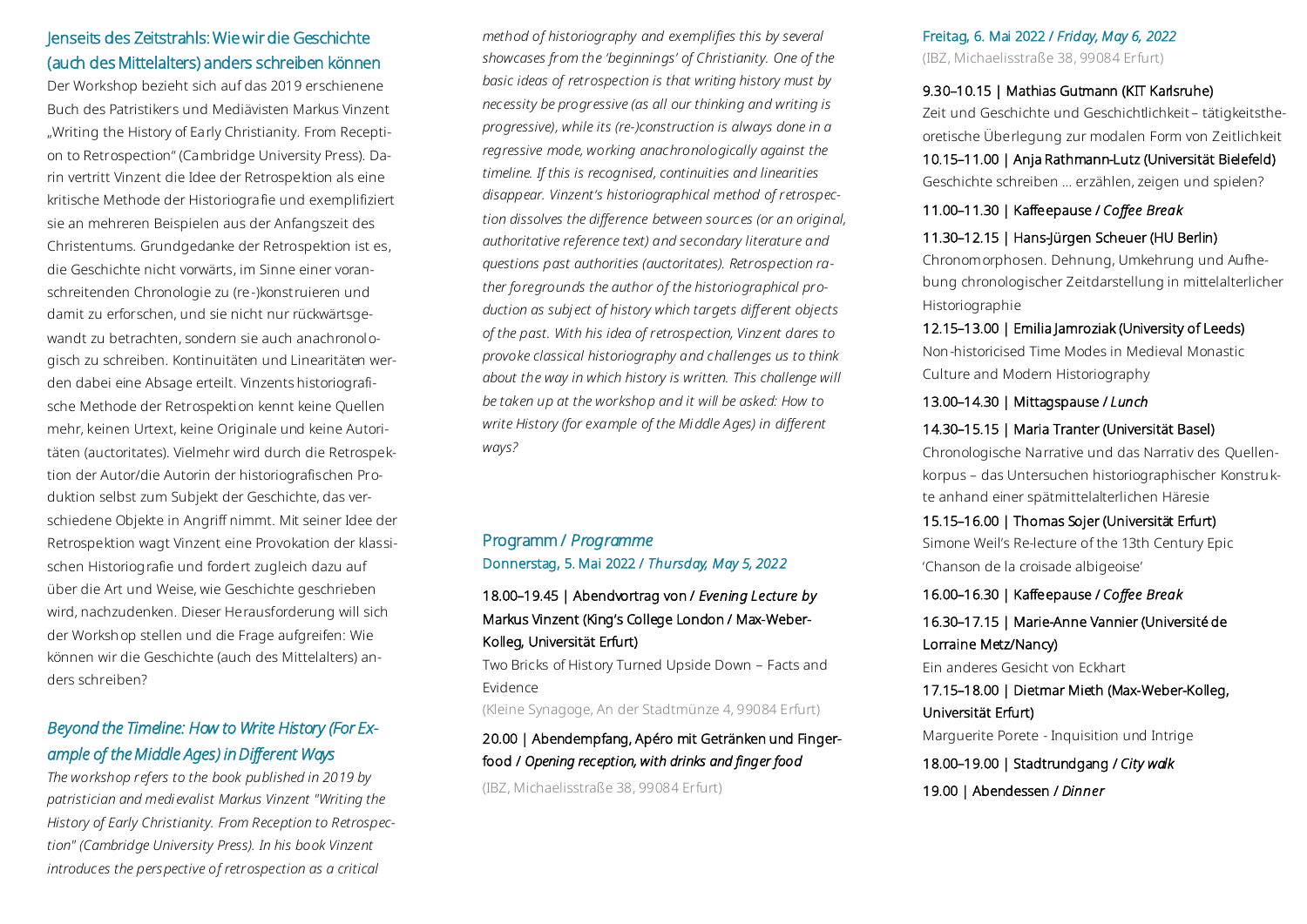## Jenseits des Zeitstrahls: Wie wir die Geschichte (auch des Mittelalters) anders schreiben können

Der Workshop bezieht sich auf das 2019 erschienene Buch des Patristikers und Mediävisten Markus Vinzent „Writing the History of Early Christianity. From Reception to Retrospection" (Cambridge University Press). Darin vertritt Vinzent die Idee der Retrospektion als eine kritische Methode der Historiografie und exemplifiziert sie an mehreren Beispielen aus der Anfangszeit des Christentums. Grundgedanke der Retrospektion ist es, die Geschichte nicht vorwärts, im Sinne einer voranschreitenden Chronologie zu (re-)konstruieren und damit zu erforschen, und sie nicht nur rückwärtsgewandt zu betrachten, sondern sie auch anachronologisch zu schreiben. Kontinuitäten und Linearitäten werden dabei eine Absage erteilt. Vinzents historiografische Methode der Retrospektion kennt keine Quellen mehr, keinen Urtext, keine Originale und keine Autoritäten (auctoritates). Vielmehr wird durch die Retrospektion der Autor/die Autorin der historiografischen Produktion selbst zum Subjekt der Geschichte, das verschiedene Objekte in Angriff nimmt. Mit seiner Idee der Retrospektion wagt Vinzent eine Provokation der klassischen Historiografie und fordert zugleich dazu auf über die Art und Weise, wie Geschichte geschrieben wird, nachzudenken. Dieser Herausforderung will sich der Workshop stellen und die Frage aufgreifen: Wie können wir die Geschichte (auch des Mittelalters) anders schreiben?

## *Beyond the Timeline: How to Write History (For Example of the Middle Ages) in Different Ways*

*The workshop refers to the book published in 2019 by patristician and medievalist Markus Vinzent "Writing the History of Early Christianity. From Reception to Retrospection" (Cambridge University Press). In his book Vinzent introduces the perspective of retrospection as a critical method of historiography and exemplifies this by several showcases from the 'beginnings' of Christianity. One of the basic ideas of retrospection is that writing history must by necessity be progressive (as all our thinking and writing is progressive), while its (re-)construction is always done in a regressive mode, working anachronologically against the timeline. If this is recognised, continuities and linearities disappear. Vinzent's historiographical method of retrospection dissolves the difference between sources (or an original, authoritative reference text) and secondary literature and questions past authorities (auctoritates). Retrospection rather foregrounds the author of the historiographical production as subject of history which targets different objects of the past. With his idea of retrospection, Vinzent dares to provoke classical historiography and challenges us to think about the way in which history is written. This challenge will be taken up at the workshop and it will be asked: How to write History (for example of the Middle Ages) in different ways?*

## Programm / *Programme*

### Donnerstag, 5. Mai 2022 / *Thursday, May 5, 2022*

18.00–19.45 | Abendvortrag von / *Evening Lecture by* Markus Vinzent (King's College London / Max-Weber-Kolleg, Universität Erfurt)
Two Bricks of History Turned Upside Down – Facts and Evidence
(Kleine Synagoge, An der Stadtmünze 4, 99084 Erfurt)

20.00 | Abendempfang, Apéro mit Getränken und Fingerfood / *Opening reception, with drinks and finger food*
(IBZ, Michaelisstraße 38, 99084 Erfurt)

### Freitag, 6. Mai 2022 / *Friday, May 6, 2022*

(IBZ, Michaelisstraße 38, 99084 Erfurt)

9.30–10.15 | Mathias Gutmann (KIT Karlsruhe)
Zeit und Geschichte und Geschichtlichkeit – tätigkeitstheoretische Überlegung zur modalen Form von Zeitlichkeit

10.15–11.00 | Anja Rathmann-Lutz (Universität Bielefeld)
Geschichte schreiben ... erzählen, zeigen und spielen?

11.00–11.30 | Kaffeepause / *Coffee Break*

11.30–12.15 | Hans-Jürgen Scheuer (HU Berlin)
Chronomorphosen. Dehnung, Umkehrung und Aufhebung chronologischer Zeitdarstellung in mittelalterlicher Historiographie

12.15–13.00 | Emilia Jamroziak (University of Leeds)
Non-historicised Time Modes in Medieval Monastic Culture and Modern Historiography

13.00–14.30 | Mittagspause / *Lunch*

14.30–15.15 | Maria Tranter (Universität Basel)
Chronologische Narrative und das Narrativ des Quellenkorpus – das Untersuchen historiographischer Konstrukte anhand einer spätmittelalterlichen Häresie

15.15–16.00 | Thomas Sojer (Universität Erfurt)
Simone Weil's Re-lecture of the 13th Century Epic 'Chanson de la croisade albigeoise'

16.00–16.30 | Kaffeepause / *Coffee Break*

16.30–17.15 | Marie-Anne Vannier (Université de Lorraine Metz/Nancy)
Ein anderes Gesicht von Eckhart

17.15–18.00 | Dietmar Mieth (Max-Weber-Kolleg, Universität Erfurt)
Marguerite Porete - Inquisition und Intrige

18.00–19.00 | Stadtrundgang / *City walk*

19.00 | Abendessen / *Dinner*